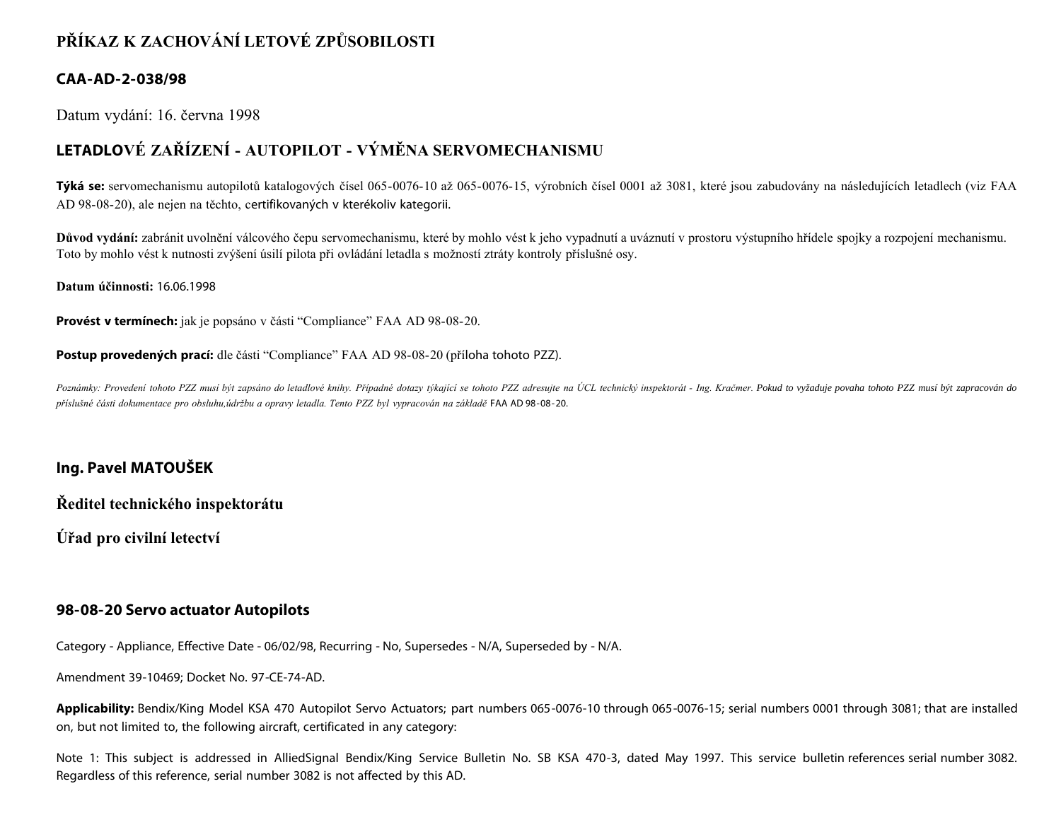# PŘÍKAZ K ZACHOVÁNÍ LETOVÉ ZPŮSOBILOSTI

## CAA-AD-2-038/98

Datum vydání: 16. června 1998

## LETADLOVÉ ZAŘÍZENÍ - AUTOPILOT - VÝMĚNA SERVOMECHANISMU

**Týká se:** servomechanismu autopilotů katalogových čísel 065-0076-10 až 065-0076-15, výrobních čísel 0001 až 3081, které jsou zabudovány na následujících letadlech (viz FAA AD 98-08-20), ale nejen na těchto, certifikovaných v kterékoliv kategorii.

**Důvod vydání:** zabránit uvolnění válcového čepu servomechanismu, které by mohlo vést k jeho vypadnutí a uváznutí v prostoru výstupního hřídele spojky a rozpojení mechanismu. Toto by mohlo vést k nutnosti zvýšení úsilí pilota při ovládání letadla s možností ztráty kontroly příslušné osy.

**Datum účinnosti:** 16.06.1998

**Provést v termínech:** jak je popsáno v části "Compliance" FAA AD 98-08-20.

**Postup provedených prací:** dle části "Compliance" FAA AD 98-08-20 (příloha tohoto PZZ).

*Poznámky: Provedení tohoto PZZ musí být zapsáno do letadlové knihy. Případné dotazy týkající se tohoto PZZ adresujte na ÚCL technický inspektorát - Ing. Kračmer. Pokud to vyžaduje povaha tohoto PZZ musí být zapracován do příslušné části dokumentace pro obsluhu,údržbu a opravy letadla. Tento PZZ byl vypracován na základě* FAA AD 98-08-20.

**Ing. Pavel MATOUŠEK**

**Ředitel technického inspektorátu**

**Úřad pro civilní letectví**

### 98-08-20 Servo actuator Autopilots

Category - Appliance, Effective Date - 06/02/98, Recurring - No, Supersedes - N/A, Superseded by - N/A.

Amendment 39-10469; Docket No. 97-CE-74-AD.

**Applicability:** Bendix/King Model KSA 470 Autopilot Servo Actuators; part numbers 065-0076-10 through 065-0076-15; serial numbers 0001 through 3081; that are installed on, but not limited to, the following aircraft, certificated in any category:

Note 1: This subject is addressed in AlliedSignal Bendix/King Service Bulletin No. SB KSA 470-3, dated May 1997. This service bulletin references serial number 3082. Regardless of this reference, serial number 3082 is not affected by this AD.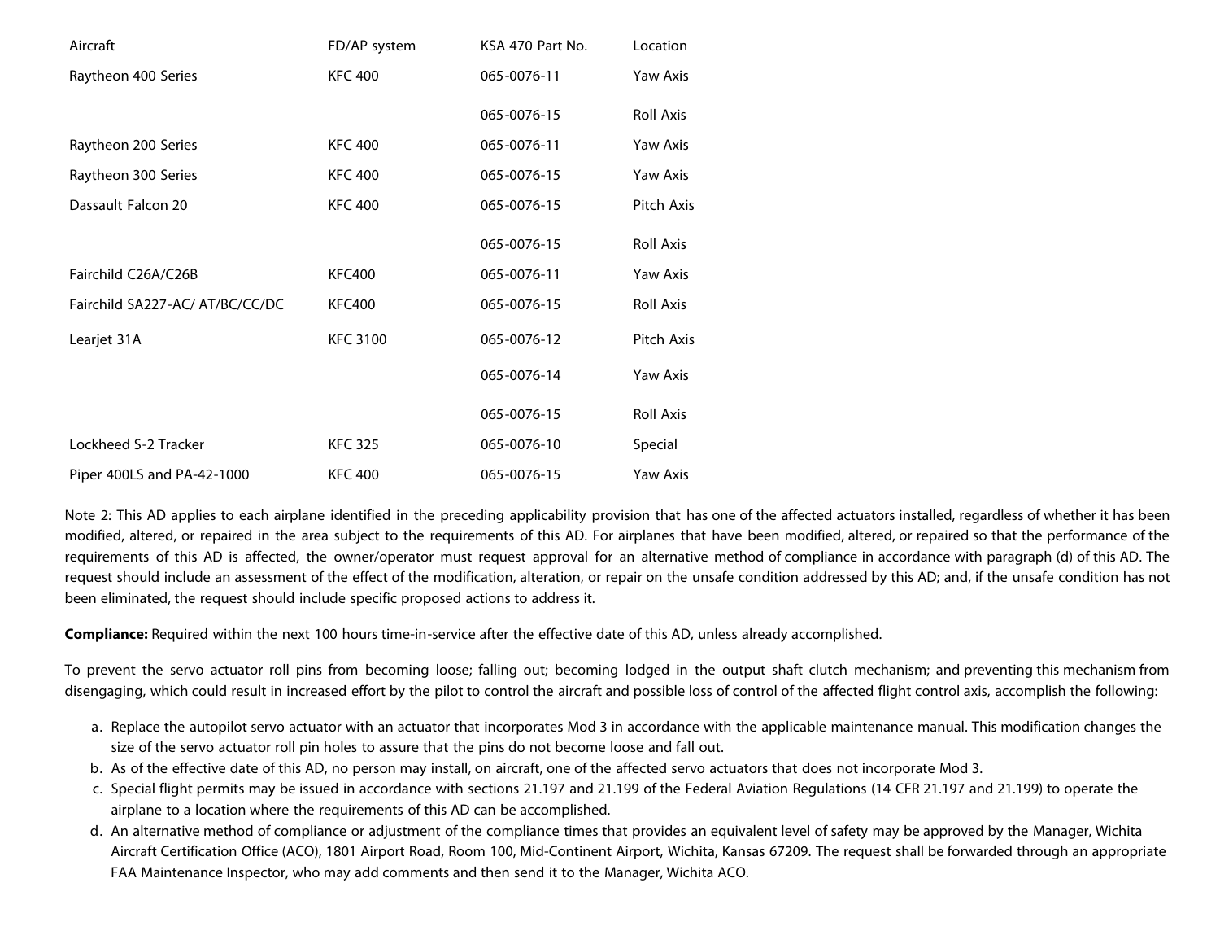| Aircraft | FD/AP system | KSA 470 Part No. | Location |
| --- | --- | --- | --- |
| Raytheon 400 Series | KFC 400 | 065-0076-11 | Yaw Axis |
| | | 065-0076-15 | Roll Axis |
| Raytheon 200 Series | KFC 400 | 065-0076-11 | Yaw Axis |
| Raytheon 300 Series | KFC 400 | 065-0076-15 | Yaw Axis |
| Dassault Falcon 20 | KFC 400 | 065-0076-15 | Pitch Axis |
| | | 065-0076-15 | Roll Axis |
| Fairchild C26A/C26B | KFC400 | 065-0076-11 | Yaw Axis |
| Fairchild SA227-AC/ AT/BC/CC/DC | KFC400 | 065-0076-15 | Roll Axis |
| Learjet 31A | KFC 3100 | 065-0076-12 | Pitch Axis |
| | | 065-0076-14 | Yaw Axis |
| | | 065-0076-15 | Roll Axis |
| Lockheed S-2 Tracker | KFC 325 | 065-0076-10 | Special |
| Piper 400LS and PA-42-1000 | KFC 400 | 065-0076-15 | Yaw Axis |

Note 2: This AD applies to each airplane identified in the preceding applicability provision that has one of the affected actuators installed, regardless of whether it has been modified, altered, or repaired in the area subject to the requirements of this AD. For airplanes that have been modified, altered, or repaired so that the performance of the requirements of this AD is affected, the owner/operator must request approval for an alternative method of compliance in accordance with paragraph (d) of this AD. The request should include an assessment of the effect of the modification, alteration, or repair on the unsafe condition addressed by this AD; and, if the unsafe condition has not been eliminated, the request should include specific proposed actions to address it.

**Compliance:** Required within the next 100 hours time-in-service after the effective date of this AD, unless already accomplished.

To prevent the servo actuator roll pins from becoming loose; falling out; becoming lodged in the output shaft clutch mechanism; and preventing this mechanism from disengaging, which could result in increased effort by the pilot to control the aircraft and possible loss of control of the affected flight control axis, accomplish the following:

a. Replace the autopilot servo actuator with an actuator that incorporates Mod 3 in accordance with the applicable maintenance manual. This modification changes the size of the servo actuator roll pin holes to assure that the pins do not become loose and fall out.
b. As of the effective date of this AD, no person may install, on aircraft, one of the affected servo actuators that does not incorporate Mod 3.
c. Special flight permits may be issued in accordance with sections 21.197 and 21.199 of the Federal Aviation Regulations (14 CFR 21.197 and 21.199) to operate the airplane to a location where the requirements of this AD can be accomplished.
d. An alternative method of compliance or adjustment of the compliance times that provides an equivalent level of safety may be approved by the Manager, Wichita Aircraft Certification Office (ACO), 1801 Airport Road, Room 100, Mid-Continent Airport, Wichita, Kansas 67209. The request shall be forwarded through an appropriate FAA Maintenance Inspector, who may add comments and then send it to the Manager, Wichita ACO.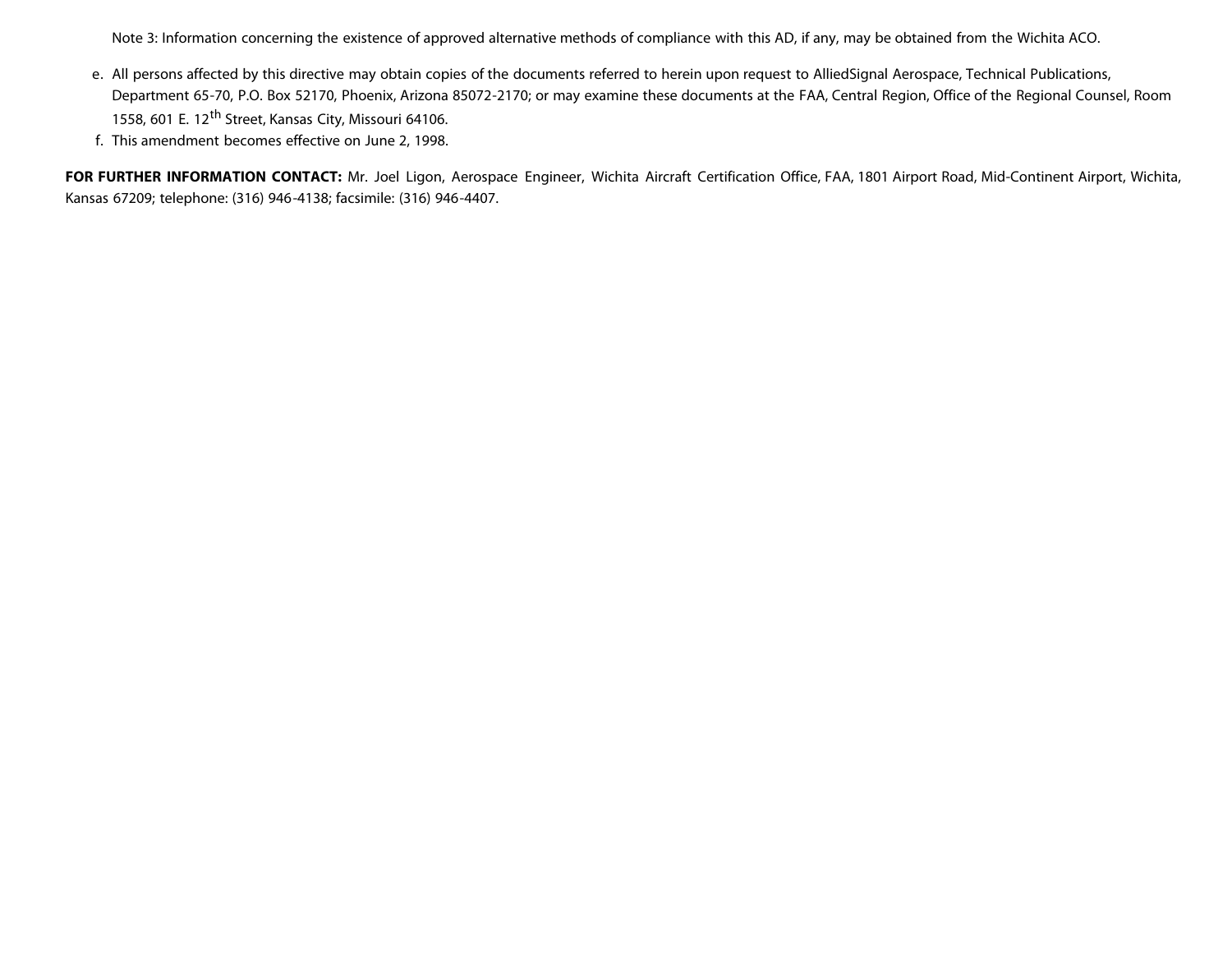Note 3: Information concerning the existence of approved alternative methods of compliance with this AD, if any, may be obtained from the Wichita ACO.

e. All persons affected by this directive may obtain copies of the documents referred to herein upon request to AlliedSignal Aerospace, Technical Publications, Department 65-70, P.O. Box 52170, Phoenix, Arizona 85072-2170; or may examine these documents at the FAA, Central Region, Office of the Regional Counsel, Room 1558, 601 E. 12th Street, Kansas City, Missouri 64106.

f. This amendment becomes effective on June 2, 1998.

**FOR FURTHER INFORMATION CONTACT:** Mr. Joel Ligon, Aerospace Engineer, Wichita Aircraft Certification Office, FAA, 1801 Airport Road, Mid-Continent Airport, Wichita, Kansas 67209; telephone: (316) 946-4138; facsimile: (316) 946-4407.